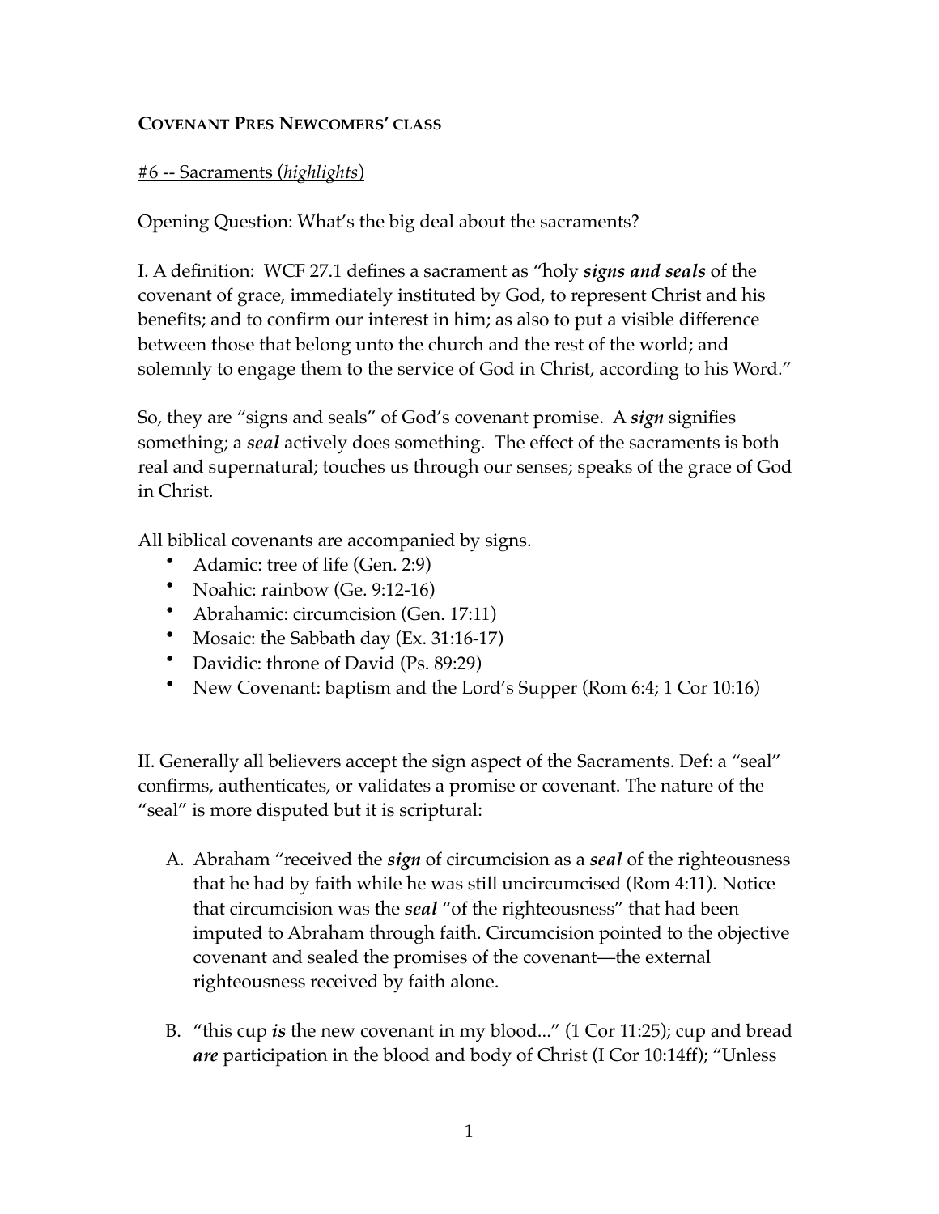**COVENANT PRES NEWCOMERS' CLASS**

#6 -- Sacraments (*highlights*)

Opening Question: What's the big deal about the sacraments?

I. A definition: WCF 27.1 defines a sacrament as "holy ***signs and seals*** of the covenant of grace, immediately instituted by God, to represent Christ and his benefits; and to confirm our interest in him; as also to put a visible difference between those that belong unto the church and the rest of the world; and solemnly to engage them to the service of God in Christ, according to his Word."

So, they are "signs and seals" of God's covenant promise. A ***sign*** signifies something; a ***seal*** actively does something. The effect of the sacraments is both real and supernatural; touches us through our senses; speaks of the grace of God in Christ.

All biblical covenants are accompanied by signs.

- Adamic: tree of life (Gen. 2:9)
- Noahic: rainbow (Ge. 9:12-16)
- Abrahamic: circumcision (Gen. 17:11)
- Mosaic: the Sabbath day (Ex. 31:16-17)
- Davidic: throne of David (Ps. 89:29)
- New Covenant: baptism and the Lord's Supper (Rom 6:4; 1 Cor 10:16)

II. Generally all believers accept the sign aspect of the Sacraments. Def: a "seal" confirms, authenticates, or validates a promise or covenant. The nature of the "seal" is more disputed but it is scriptural:

A. Abraham "received the ***sign*** of circumcision as a ***seal*** of the righteousness that he had by faith while he was still uncircumcised (Rom 4:11). Notice that circumcision was the ***seal*** "of the righteousness" that had been imputed to Abraham through faith. Circumcision pointed to the objective covenant and sealed the promises of the covenant—the external righteousness received by faith alone.

B. "this cup ***is*** the new covenant in my blood..." (1 Cor 11:25); cup and bread ***are*** participation in the blood and body of Christ (I Cor 10:14ff); "Unless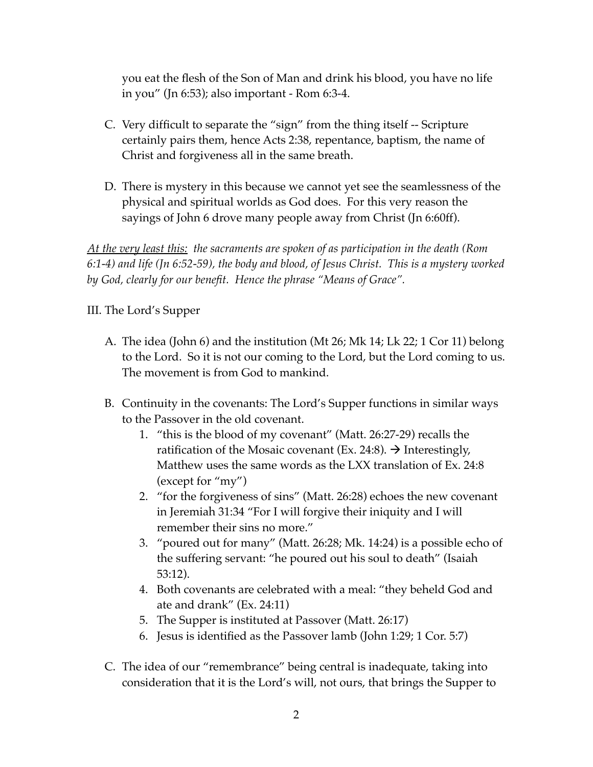you eat the flesh of the Son of Man and drink his blood, you have no life in you" (Jn 6:53); also important - Rom 6:3-4.

C. Very difficult to separate the "sign" from the thing itself -- Scripture certainly pairs them, hence Acts 2:38, repentance, baptism, the name of Christ and forgiveness all in the same breath.

D. There is mystery in this because we cannot yet see the seamlessness of the physical and spiritual worlds as God does. For this very reason the sayings of John 6 drove many people away from Christ (Jn 6:60ff).

*<u>At the very least this:</u> the sacraments are spoken of as participation in the death (Rom 6:1-4) and life (Jn 6:52-59), the body and blood, of Jesus Christ. This is a mystery worked by God, clearly for our benefit. Hence the phrase "Means of Grace".*

III. The Lord's Supper

A. The idea (John 6) and the institution (Mt 26; Mk 14; Lk 22; 1 Cor 11) belong to the Lord. So it is not our coming to the Lord, but the Lord coming to us. The movement is from God to mankind.

B. Continuity in the covenants: The Lord's Supper functions in similar ways to the Passover in the old covenant.
   1. "this is the blood of my covenant" (Matt. 26:27-29) recalls the ratification of the Mosaic covenant (Ex. 24:8). → Interestingly, Matthew uses the same words as the LXX translation of Ex. 24:8 (except for "my")
   2. "for the forgiveness of sins" (Matt. 26:28) echoes the new covenant in Jeremiah 31:34 "For I will forgive their iniquity and I will remember their sins no more."
   3. "poured out for many" (Matt. 26:28; Mk. 14:24) is a possible echo of the suffering servant: "he poured out his soul to death" (Isaiah 53:12).
   4. Both covenants are celebrated with a meal: "they beheld God and ate and drank" (Ex. 24:11)
   5. The Supper is instituted at Passover (Matt. 26:17)
   6. Jesus is identified as the Passover lamb (John 1:29; 1 Cor. 5:7)

C. The idea of our "remembrance" being central is inadequate, taking into consideration that it is the Lord's will, not ours, that brings the Supper to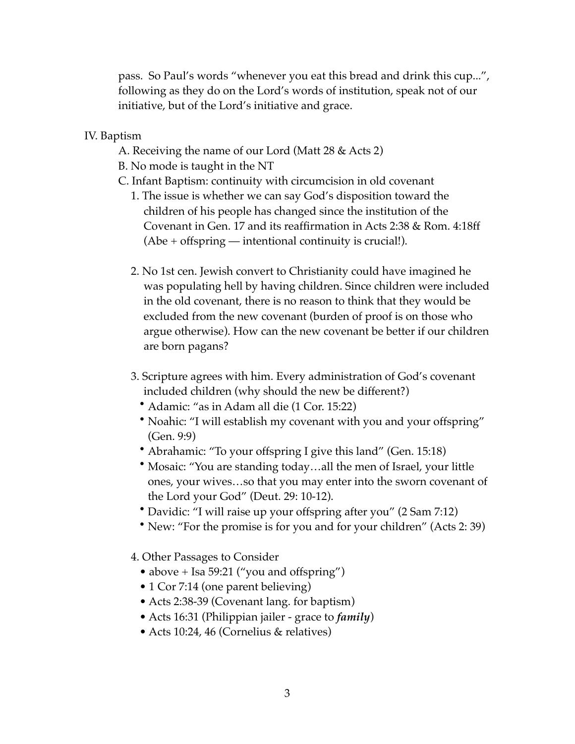pass. So Paul's words "whenever you eat this bread and drink this cup...", following as they do on the Lord's words of institution, speak not of our initiative, but of the Lord's initiative and grace.

IV. Baptism

- A. Receiving the name of our Lord (Matt 28 & Acts 2)
- B. No mode is taught in the NT
- C. Infant Baptism: continuity with circumcision in old covenant
  1. The issue is whether we can say God's disposition toward the children of his people has changed since the institution of the Covenant in Gen. 17 and its reaffirmation in Acts 2:38 & Rom. 4:18ff (Abe + offspring — intentional continuity is crucial!).

  2. No 1st cen. Jewish convert to Christianity could have imagined he was populating hell by having children. Since children were included in the old covenant, there is no reason to think that they would be excluded from the new covenant (burden of proof is on those who argue otherwise). How can the new covenant be better if our children are born pagans?

  3. Scripture agrees with him. Every administration of God's covenant included children (why should the new be different?)
     - Adamic: "as in Adam all die (1 Cor. 15:22)
     - Noahic: "I will establish my covenant with you and your offspring" (Gen. 9:9)
     - Abrahamic: "To your offspring I give this land" (Gen. 15:18)
     - Mosaic: "You are standing today…all the men of Israel, your little ones, your wives…so that you may enter into the sworn covenant of the Lord your God" (Deut. 29: 10-12).
     - Davidic: "I will raise up your offspring after you" (2 Sam 7:12)
     - New: "For the promise is for you and for your children" (Acts 2: 39)

  4. Other Passages to Consider
     - above + Isa 59:21 ("you and offspring")
     - 1 Cor 7:14 (one parent believing)
     - Acts 2:38-39 (Covenant lang. for baptism)
     - Acts 16:31 (Philippian jailer - grace to ***family***)
     - Acts 10:24, 46 (Cornelius & relatives)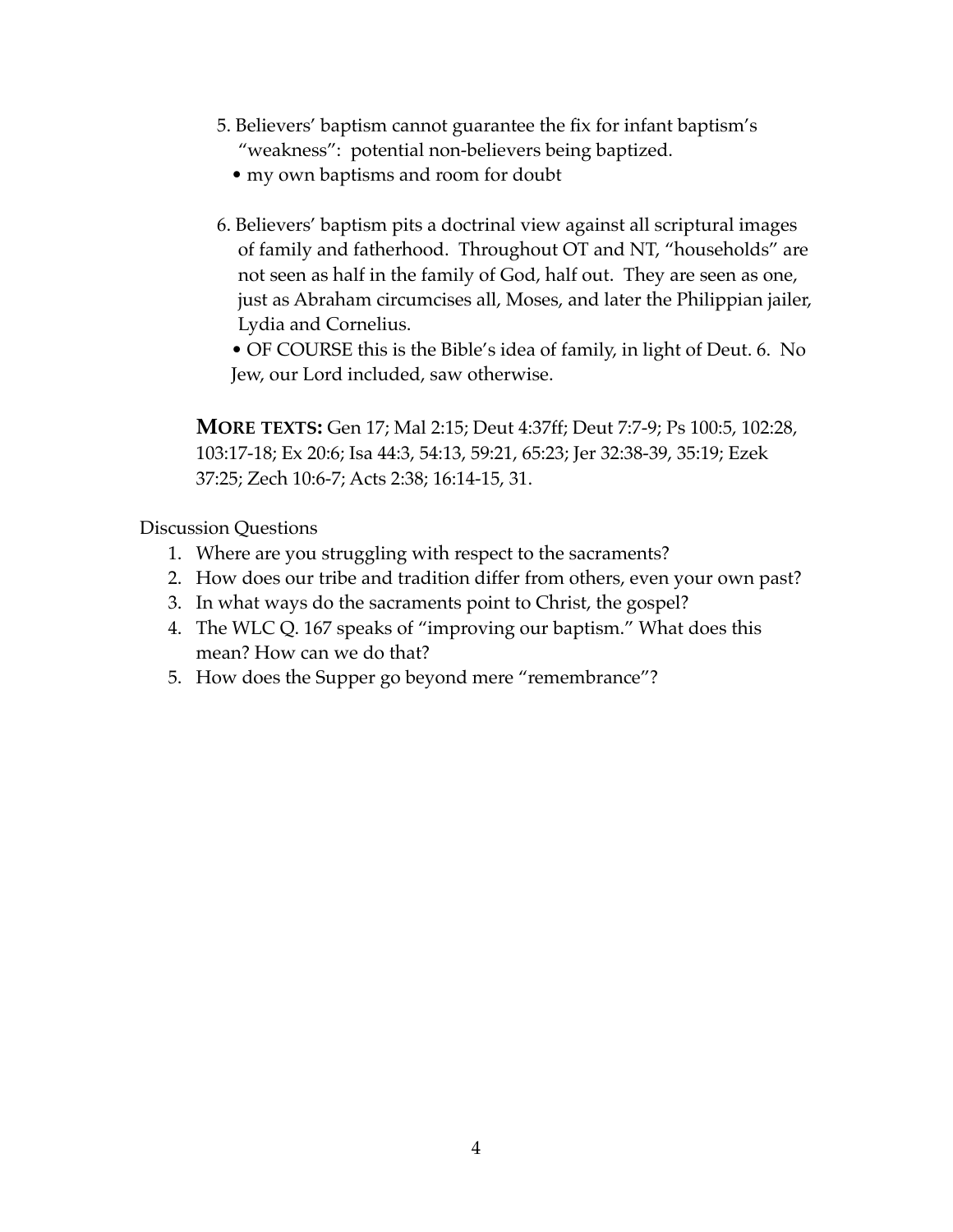5. Believers' baptism cannot guarantee the fix for infant baptism's "weakness": potential non-believers being baptized.
   - my own baptisms and room for doubt

6. Believers' baptism pits a doctrinal view against all scriptural images of family and fatherhood. Throughout OT and NT, "households" are not seen as half in the family of God, half out. They are seen as one, just as Abraham circumcises all, Moses, and later the Philippian jailer, Lydia and Cornelius.
   - OF COURSE this is the Bible's idea of family, in light of Deut. 6. No Jew, our Lord included, saw otherwise.

**MORE TEXTS:** Gen 17; Mal 2:15; Deut 4:37ff; Deut 7:7-9; Ps 100:5, 102:28, 103:17-18; Ex 20:6; Isa 44:3, 54:13, 59:21, 65:23; Jer 32:38-39, 35:19; Ezek 37:25; Zech 10:6-7; Acts 2:38; 16:14-15, 31.

Discussion Questions

1. Where are you struggling with respect to the sacraments?
2. How does our tribe and tradition differ from others, even your own past?
3. In what ways do the sacraments point to Christ, the gospel?
4. The WLC Q. 167 speaks of "improving our baptism." What does this mean? How can we do that?
5. How does the Supper go beyond mere "remembrance"?